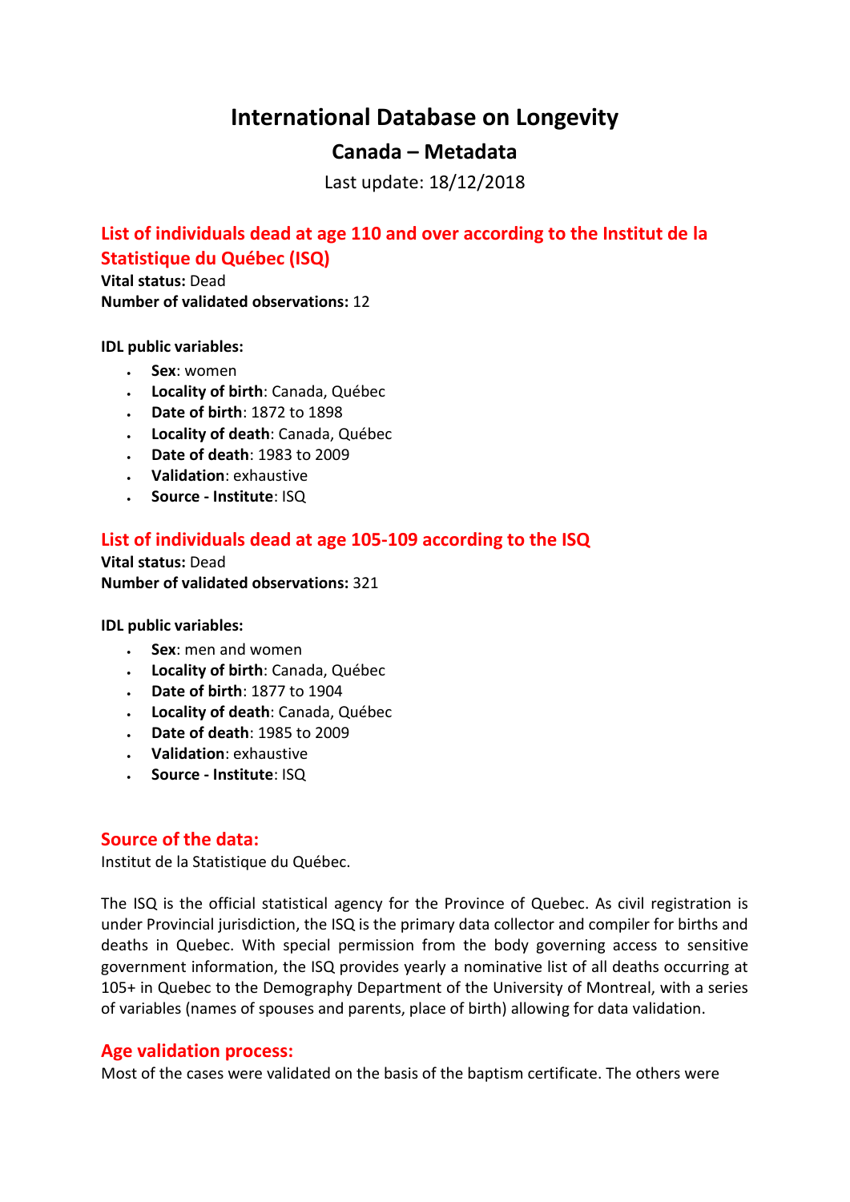# International Database on Longevity

## Canada – Metadata

Last update: 18/12/2018

### List of individuals dead at age 110 and over according to the Institut de la Statistique du Québec (ISQ)

**Vital status:** Dead
**Number of validated observations:** 12

**IDL public variables:**

- **Sex**: women
- **Locality of birth**: Canada, Québec
- **Date of birth**: 1872 to 1898
- **Locality of death**: Canada, Québec
- **Date of death**: 1983 to 2009
- **Validation**: exhaustive
- **Source - Institute**: ISQ

### List of individuals dead at age 105-109 according to the ISQ

**Vital status:** Dead
**Number of validated observations:** 321

**IDL public variables:**

- **Sex**: men and women
- **Locality of birth**: Canada, Québec
- **Date of birth**: 1877 to 1904
- **Locality of death**: Canada, Québec
- **Date of death**: 1985 to 2009
- **Validation**: exhaustive
- **Source - Institute**: ISQ

### Source of the data:

Institut de la Statistique du Québec.

The ISQ is the official statistical agency for the Province of Quebec. As civil registration is under Provincial jurisdiction, the ISQ is the primary data collector and compiler for births and deaths in Quebec. With special permission from the body governing access to sensitive government information, the ISQ provides yearly a nominative list of all deaths occurring at 105+ in Quebec to the Demography Department of the University of Montreal, with a series of variables (names of spouses and parents, place of birth) allowing for data validation.

### Age validation process:

Most of the cases were validated on the basis of the baptism certificate. The others were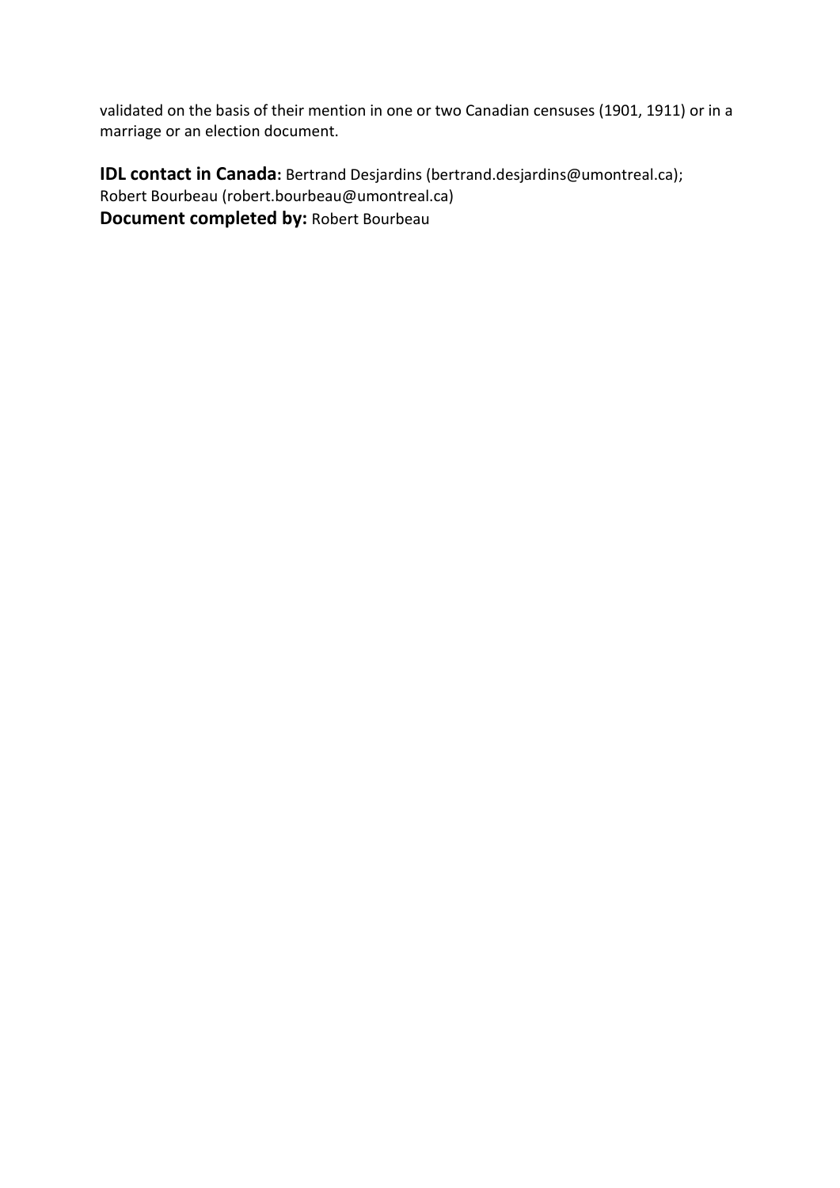validated on the basis of their mention in one or two Canadian censuses (1901, 1911) or in a marriage or an election document.

**IDL contact in Canada:** Bertrand Desjardins (bertrand.desjardins@umontreal.ca); Robert Bourbeau (robert.bourbeau@umontreal.ca)
**Document completed by:** Robert Bourbeau